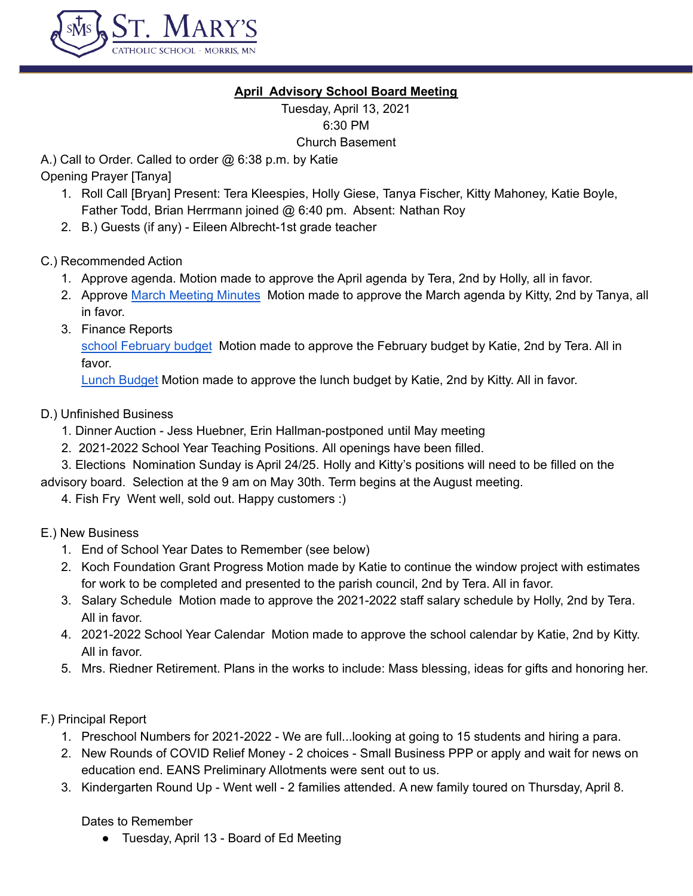ST. MARY'S
CATHOLIC SCHOOL · MORRIS, MN

## April Advisory School Board Meeting

Tuesday, April 13, 2021
6:30 PM
Church Basement

A.) Call to Order. Called to order @ 6:38 p.m. by Katie
Opening Prayer [Tanya]

1. Roll Call [Bryan] Present: Tera Kleespies, Holly Giese, Tanya Fischer, Kitty Mahoney, Katie Boyle, Father Todd, Brian Herrmann joined @ 6:40 pm. Absent: Nathan Roy
2. B.) Guests (if any) - Eileen Albrecht-1st grade teacher

C.) Recommended Action

1. Approve agenda. Motion made to approve the April agenda by Tera, 2nd by Holly, all in favor.
2. Approve March Meeting Minutes Motion made to approve the March agenda by Kitty, 2nd by Tanya, all in favor.
3. Finance Reports
   school February budget Motion made to approve the February budget by Katie, 2nd by Tera. All in favor.
   Lunch Budget Motion made to approve the lunch budget by Katie, 2nd by Kitty. All in favor.

D.) Unfinished Business

1. Dinner Auction - Jess Huebner, Erin Hallman-postponed until May meeting
2. 2021-2022 School Year Teaching Positions. All openings have been filled.
3. Elections Nomination Sunday is April 24/25. Holly and Kitty's positions will need to be filled on the advisory board. Selection at the 9 am on May 30th. Term begins at the August meeting.
4. Fish Fry Went well, sold out. Happy customers :)

E.) New Business

1. End of School Year Dates to Remember (see below)
2. Koch Foundation Grant Progress Motion made by Katie to continue the window project with estimates for work to be completed and presented to the parish council, 2nd by Tera. All in favor.
3. Salary Schedule Motion made to approve the 2021-2022 staff salary schedule by Holly, 2nd by Tera. All in favor.
4. 2021-2022 School Year Calendar Motion made to approve the school calendar by Katie, 2nd by Kitty. All in favor.
5. Mrs. Riedner Retirement. Plans in the works to include: Mass blessing, ideas for gifts and honoring her.

F.) Principal Report

1. Preschool Numbers for 2021-2022 - We are full...looking at going to 15 students and hiring a para.
2. New Rounds of COVID Relief Money - 2 choices - Small Business PPP or apply and wait for news on education end. EANS Preliminary Allotments were sent out to us.
3. Kindergarten Round Up - Went well - 2 families attended. A new family toured on Thursday, April 8.

   Dates to Remember

   - Tuesday, April 13 - Board of Ed Meeting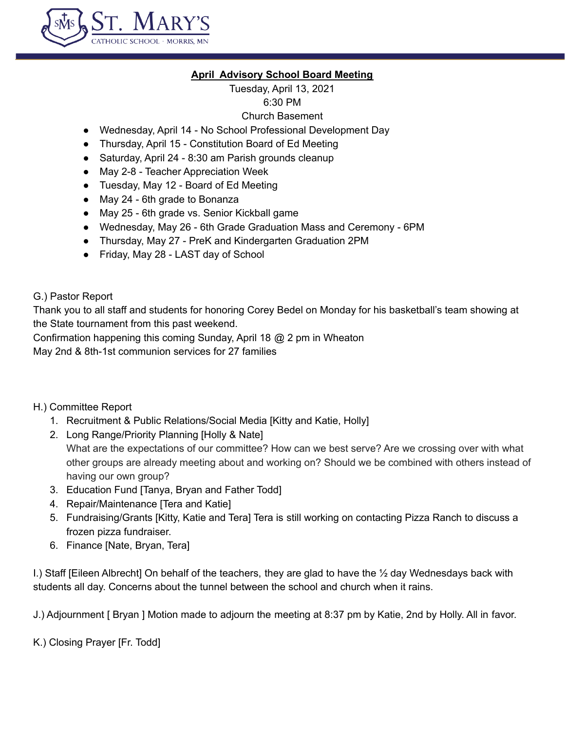**April Advisory School Board Meeting**

Tuesday, April 13, 2021
6:30 PM
Church Basement

- Wednesday, April 14 - No School Professional Development Day
- Thursday, April 15 - Constitution Board of Ed Meeting
- Saturday, April 24 - 8:30 am Parish grounds cleanup
- May 2-8 - Teacher Appreciation Week
- Tuesday, May 12 - Board of Ed Meeting
- May 24 - 6th grade to Bonanza
- May 25 - 6th grade vs. Senior Kickball game
- Wednesday, May 26 - 6th Grade Graduation Mass and Ceremony - 6PM
- Thursday, May 27 - PreK and Kindergarten Graduation 2PM
- Friday, May 28 - LAST day of School

G.) Pastor Report

Thank you to all staff and students for honoring Corey Bedel on Monday for his basketball's team showing at the State tournament from this past weekend.

Confirmation happening this coming Sunday, April 18 @ 2 pm in Wheaton

May 2nd & 8th-1st communion services for 27 families

H.) Committee Report

1. Recruitment & Public Relations/Social Media [Kitty and Katie, Holly]
2. Long Range/Priority Planning [Holly & Nate]
   What are the expectations of our committee? How can we best serve? Are we crossing over with what other groups are already meeting about and working on? Should we be combined with others instead of having our own group?
3. Education Fund [Tanya, Bryan and Father Todd]
4. Repair/Maintenance [Tera and Katie]
5. Fundraising/Grants [Kitty, Katie and Tera] Tera is still working on contacting Pizza Ranch to discuss a frozen pizza fundraiser.
6. Finance [Nate, Bryan, Tera]

I.) Staff [Eileen Albrecht] On behalf of the teachers, they are glad to have the ½ day Wednesdays back with students all day. Concerns about the tunnel between the school and church when it rains.

J.) Adjournment [ Bryan ] Motion made to adjourn the meeting at 8:37 pm by Katie, 2nd by Holly. All in favor.

K.) Closing Prayer [Fr. Todd]